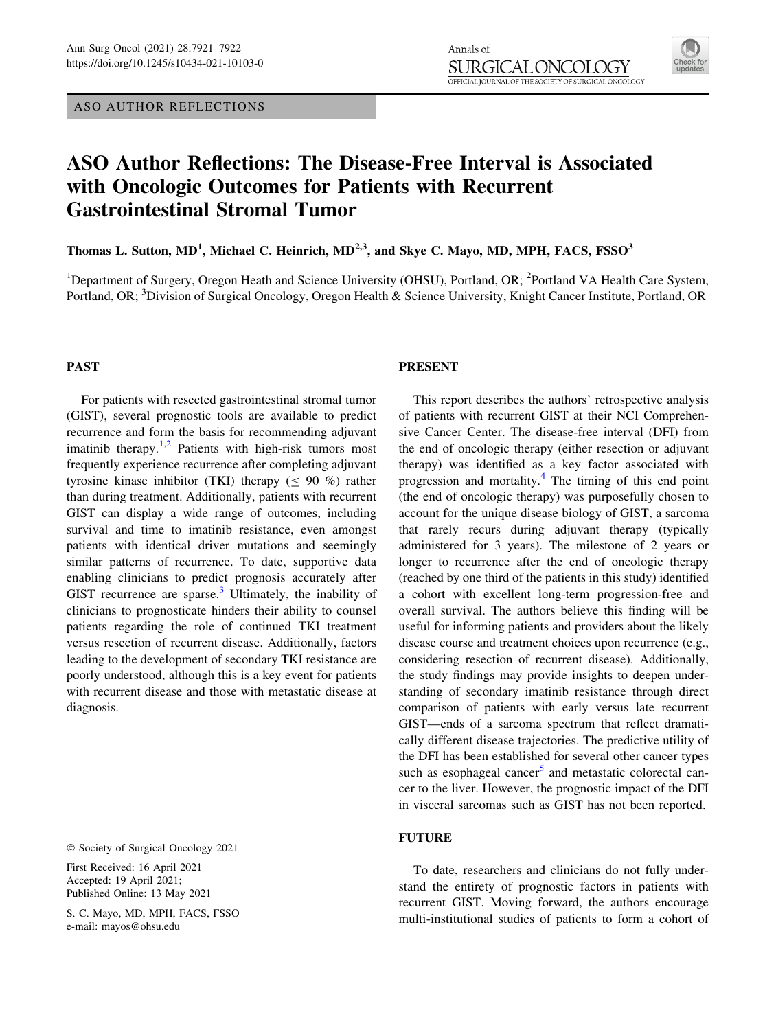ASO AUTHOR REFLECTIONS

# ASO Author Reflections: The Disease-Free Interval is Associated with Oncologic Outcomes for Patients with Recurrent Gastrointestinal Stromal Tumor

**Thomas L. Sutton, MD[1], Michael C. Heinrich, MD[2,3], and Skye C. Mayo, MD, MPH, FACS, FSSO[3]**

[1]Department of Surgery, Oregon Heath and Science University (OHSU), Portland, OR; [2]Portland VA Health Care System, Portland, OR; [3]Division of Surgical Oncology, Oregon Health & Science University, Knight Cancer Institute, Portland, OR

## PAST

For patients with resected gastrointestinal stromal tumor (GIST), several prognostic tools are available to predict recurrence and form the basis for recommending adjuvant imatinib therapy.[1,2] Patients with high-risk tumors most frequently experience recurrence after completing adjuvant tyrosine kinase inhibitor (TKI) therapy ($\leq$ 90 %) rather than during treatment. Additionally, patients with recurrent GIST can display a wide range of outcomes, including survival and time to imatinib resistance, even amongst patients with identical driver mutations and seemingly similar patterns of recurrence. To date, supportive data enabling clinicians to predict prognosis accurately after GIST recurrence are sparse.[3] Ultimately, the inability of clinicians to prognosticate hinders their ability to counsel patients regarding the role of continued TKI treatment versus resection of recurrent disease. Additionally, factors leading to the development of secondary TKI resistance are poorly understood, although this is a key event for patients with recurrent disease and those with metastatic disease at diagnosis.

## PRESENT

This report describes the authors' retrospective analysis of patients with recurrent GIST at their NCI Comprehensive Cancer Center. The disease-free interval (DFI) from the end of oncologic therapy (either resection or adjuvant therapy) was identified as a key factor associated with progression and mortality.[4] The timing of this end point (the end of oncologic therapy) was purposefully chosen to account for the unique disease biology of GIST, a sarcoma that rarely recurs during adjuvant therapy (typically administered for 3 years). The milestone of 2 years or longer to recurrence after the end of oncologic therapy (reached by one third of the patients in this study) identified a cohort with excellent long-term progression-free and overall survival. The authors believe this finding will be useful for informing patients and providers about the likely disease course and treatment choices upon recurrence (e.g., considering resection of recurrent disease). Additionally, the study findings may provide insights to deepen understanding of secondary imatinib resistance through direct comparison of patients with early versus late recurrent GIST—ends of a sarcoma spectrum that reflect dramatically different disease trajectories. The predictive utility of the DFI has been established for several other cancer types such as esophageal cancer[5] and metastatic colorectal cancer to the liver. However, the prognostic impact of the DFI in visceral sarcomas such as GIST has not been reported.

## FUTURE

To date, researchers and clinicians do not fully understand the entirety of prognostic factors in patients with recurrent GIST. Moving forward, the authors encourage multi-institutional studies of patients to form a cohort of

© Society of Surgical Oncology 2021

First Received: 16 April 2021
Accepted: 19 April 2021;
Published Online: 13 May 2021

S. C. Mayo, MD, MPH, FACS, FSSO
e-mail: mayos@ohsu.edu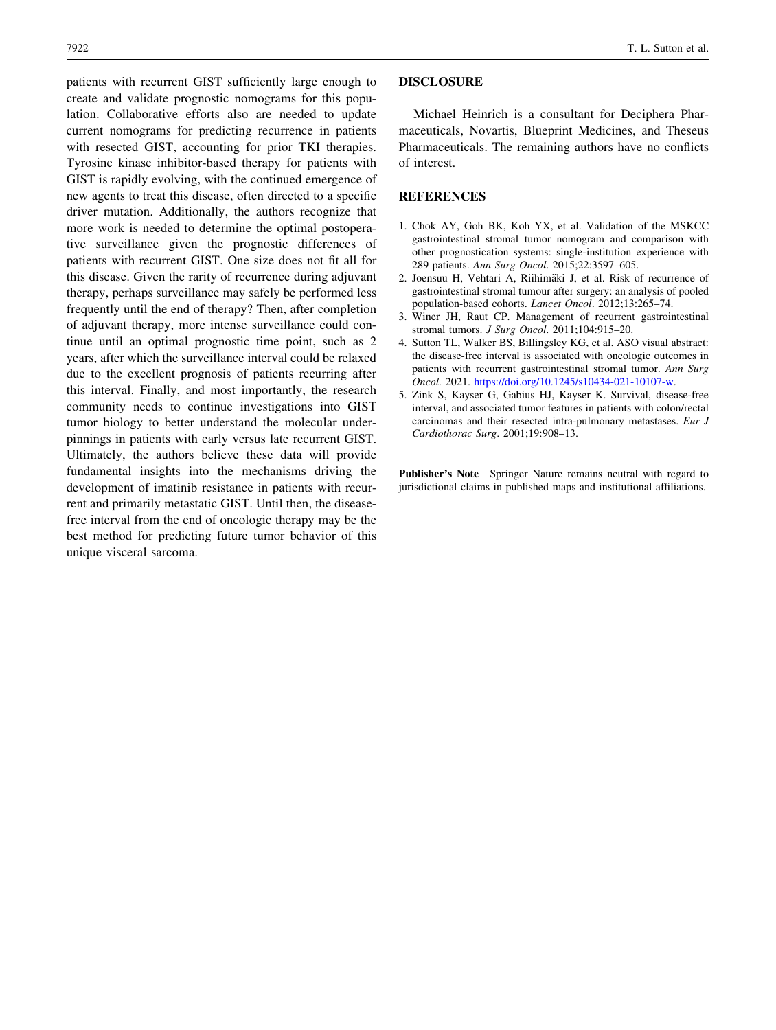patients with recurrent GIST sufficiently large enough to create and validate prognostic nomograms for this population. Collaborative efforts also are needed to update current nomograms for predicting recurrence in patients with resected GIST, accounting for prior TKI therapies. Tyrosine kinase inhibitor-based therapy for patients with GIST is rapidly evolving, with the continued emergence of new agents to treat this disease, often directed to a specific driver mutation. Additionally, the authors recognize that more work is needed to determine the optimal postoperative surveillance given the prognostic differences of patients with recurrent GIST. One size does not fit all for this disease. Given the rarity of recurrence during adjuvant therapy, perhaps surveillance may safely be performed less frequently until the end of therapy? Then, after completion of adjuvant therapy, more intense surveillance could continue until an optimal prognostic time point, such as 2 years, after which the surveillance interval could be relaxed due to the excellent prognosis of patients recurring after this interval. Finally, and most importantly, the research community needs to continue investigations into GIST tumor biology to better understand the molecular underpinnings in patients with early versus late recurrent GIST. Ultimately, the authors believe these data will provide fundamental insights into the mechanisms driving the development of imatinib resistance in patients with recurrent and primarily metastatic GIST. Until then, the disease-free interval from the end of oncologic therapy may be the best method for predicting future tumor behavior of this unique visceral sarcoma.

## DISCLOSURE

Michael Heinrich is a consultant for Deciphera Pharmaceuticals, Novartis, Blueprint Medicines, and Theseus Pharmaceuticals. The remaining authors have no conflicts of interest.

## REFERENCES

1. Chok AY, Goh BK, Koh YX, et al. Validation of the MSKCC gastrointestinal stromal tumor nomogram and comparison with other prognostication systems: single-institution experience with 289 patients. *Ann Surg Oncol*. 2015;22:3597–605.
2. Joensuu H, Vehtari A, Riihimäki J, et al. Risk of recurrence of gastrointestinal stromal tumour after surgery: an analysis of pooled population-based cohorts. *Lancet Oncol*. 2012;13:265–74.
3. Winer JH, Raut CP. Management of recurrent gastrointestinal stromal tumors. *J Surg Oncol*. 2011;104:915–20.
4. Sutton TL, Walker BS, Billingsley KG, et al. ASO visual abstract: the disease-free interval is associated with oncologic outcomes in patients with recurrent gastrointestinal stromal tumor. *Ann Surg Oncol.* 2021. https://doi.org/10.1245/s10434-021-10107-w.
5. Zink S, Kayser G, Gabius HJ, Kayser K. Survival, disease-free interval, and associated tumor features in patients with colon/rectal carcinomas and their resected intra-pulmonary metastases. *Eur J Cardiothorac Surg*. 2001;19:908–13.

**Publisher's Note** Springer Nature remains neutral with regard to jurisdictional claims in published maps and institutional affiliations.